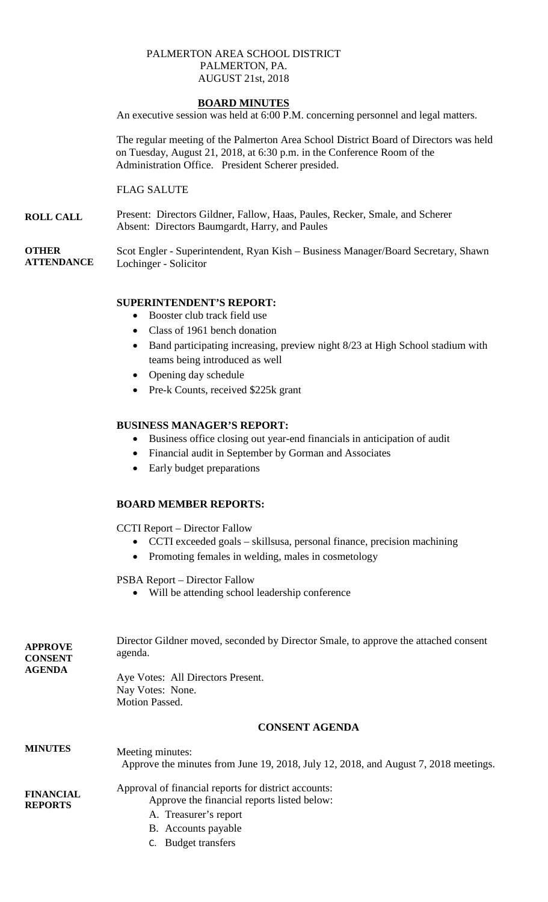PALMERTON AREA SCHOOL DISTRICT
PALMERTON, PA.
AUGUST 21st, 2018

## BOARD MINUTES

An executive session was held at 6:00 P.M. concerning personnel and legal matters.

The regular meeting of the Palmerton Area School District Board of Directors was held on Tuesday, August 21, 2018, at 6:30 p.m. in the Conference Room of the Administration Office. President Scherer presided.

FLAG SALUTE

**ROLL CALL**

Present: Directors Gildner, Fallow, Haas, Paules, Recker, Smale, and Scherer
Absent: Directors Baumgardt, Harry, and Paules

**OTHER ATTENDANCE**

Scot Engler - Superintendent, Ryan Kish – Business Manager/Board Secretary, Shawn Lochinger - Solicitor

### SUPERINTENDENT'S REPORT:

- Booster club track field use
- Class of 1961 bench donation
- Band participating increasing, preview night 8/23 at High School stadium with teams being introduced as well
- Opening day schedule
- Pre-k Counts, received $225k grant

### BUSINESS MANAGER'S REPORT:

- Business office closing out year-end financials in anticipation of audit
- Financial audit in September by Gorman and Associates
- Early budget preparations

### BOARD MEMBER REPORTS:

CCTI Report – Director Fallow

- CCTI exceeded goals – skillsusa, personal finance, precision machining
- Promoting females in welding, males in cosmetology

PSBA Report – Director Fallow

- Will be attending school leadership conference

**APPROVE CONSENT AGENDA**

Director Gildner moved, seconded by Director Smale, to approve the attached consent agenda.

Aye Votes: All Directors Present.
Nay Votes: None.
Motion Passed.

### CONSENT AGENDA

**MINUTES**

Meeting minutes:
Approve the minutes from June 19, 2018, July 12, 2018, and August 7, 2018 meetings.

**FINANCIAL REPORTS**

Approval of financial reports for district accounts:
Approve the financial reports listed below:

A. Treasurer's report
B. Accounts payable
C. Budget transfers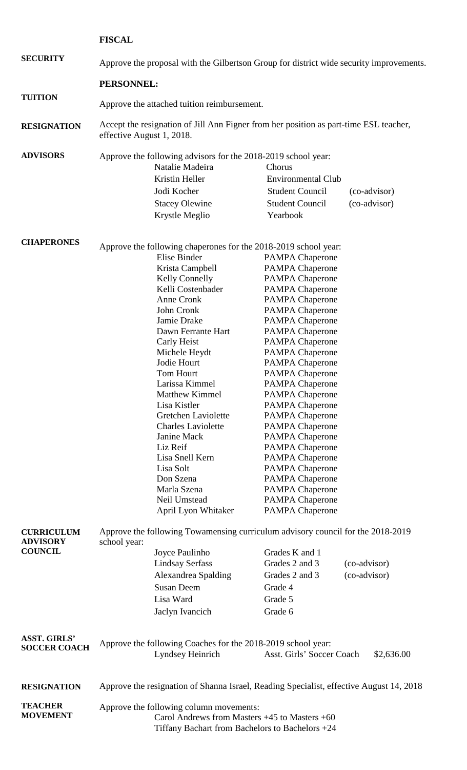**FISCAL**

**SECURITY**

Approve the proposal with the Gilbertson Group for district wide security improvements.

**PERSONNEL:**

**TUITION**

Approve the attached tuition reimbursement.

**RESIGNATION**

Accept the resignation of Jill Ann Figner from her position as part-time ESL teacher, effective August 1, 2018.

**ADVISORS**

Approve the following advisors for the 2018-2019 school year:

| | | |
|---|---|---|
| Natalie Madeira | Chorus | |
| Kristin Heller | Environmental Club | |
| Jodi Kocher | Student Council | (co-advisor) |
| Stacey Olewine | Student Council | (co-advisor) |
| Krystle Meglio | Yearbook | |

**CHAPERONES**

Approve the following chaperones for the 2018-2019 school year:

| | |
|---|---|
| Elise Binder | PAMPA Chaperone |
| Krista Campbell | PAMPA Chaperone |
| Kelly Connelly | PAMPA Chaperone |
| Kelli Costenbader | PAMPA Chaperone |
| Anne Cronk | PAMPA Chaperone |
| John Cronk | PAMPA Chaperone |
| Jamie Drake | PAMPA Chaperone |
| Dawn Ferrante Hart | PAMPA Chaperone |
| Carly Heist | PAMPA Chaperone |
| Michele Heydt | PAMPA Chaperone |
| Jodie Hourt | PAMPA Chaperone |
| Tom Hourt | PAMPA Chaperone |
| Larissa Kimmel | PAMPA Chaperone |
| Matthew Kimmel | PAMPA Chaperone |
| Lisa Kistler | PAMPA Chaperone |
| Gretchen Laviolette | PAMPA Chaperone |
| Charles Laviolette | PAMPA Chaperone |
| Janine Mack | PAMPA Chaperone |
| Liz Reif | PAMPA Chaperone |
| Lisa Snell Kern | PAMPA Chaperone |
| Lisa Solt | PAMPA Chaperone |
| Don Szena | PAMPA Chaperone |
| Marla Szena | PAMPA Chaperone |
| Neil Umstead | PAMPA Chaperone |
| April Lyon Whitaker | PAMPA Chaperone |

**CURRICULUM ADVISORY COUNCIL**

Approve the following Towamensing curriculum advisory council for the 2018-2019 school year:

| | | |
|---|---|---|
| Joyce Paulinho | Grades K and 1 | |
| Lindsay Serfass | Grades 2 and 3 | (co-advisor) |
| Alexandrea Spalding | Grades 2 and 3 | (co-advisor) |
| Susan Deem | Grade 4 | |
| Lisa Ward | Grade 5 | |
| Jaclyn Ivancich | Grade 6 | |

**ASST. GIRLS' SOCCER COACH**

Approve the following Coaches for the 2018-2019 school year:

| | | |
|---|---|---|
| Lyndsey Heinrich | Asst. Girls' Soccer Coach | $2,636.00 |

**RESIGNATION**

Approve the resignation of Shanna Israel, Reading Specialist, effective August 14, 2018

**TEACHER MOVEMENT**

Approve the following column movements:

Carol Andrews from Masters +45 to Masters +60

Tiffany Bachart from Bachelors to Bachelors +24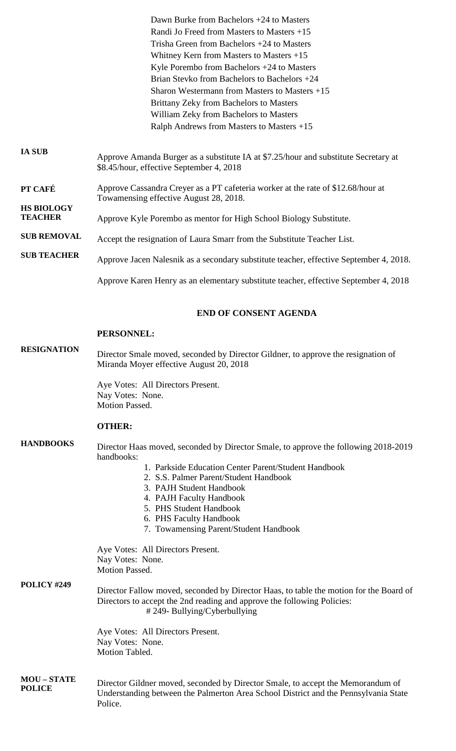Dawn Burke from Bachelors +24 to Masters
Randi Jo Freed from Masters to Masters +15
Trisha Green from Bachelors +24 to Masters
Whitney Kern from Masters to Masters +15
Kyle Porembo from Bachelors +24 to Masters
Brian Stevko from Bachelors to Bachelors +24
Sharon Westermann from Masters to Masters +15
Brittany Zeky from Bachelors to Masters
William Zeky from Bachelors to Masters
Ralph Andrews from Masters to Masters +15

**IA SUB**

Approve Amanda Burger as a substitute IA at $7.25/hour and substitute Secretary at $8.45/hour, effective September 4, 2018

**PT CAFÉ**

Approve Cassandra Creyer as a PT cafeteria worker at the rate of $12.68/hour at Towamensing effective August 28, 2018.

**HS BIOLOGY TEACHER**

Approve Kyle Porembo as mentor for High School Biology Substitute.

**SUB REMOVAL**

Accept the resignation of Laura Smarr from the Substitute Teacher List.

**SUB TEACHER**

Approve Jacen Nalesnik as a secondary substitute teacher, effective September 4, 2018.

Approve Karen Henry as an elementary substitute teacher, effective September 4, 2018

**END OF CONSENT AGENDA**

**PERSONNEL:**

**RESIGNATION**

Director Smale moved, seconded by Director Gildner, to approve the resignation of Miranda Moyer effective August 20, 2018

Aye Votes: All Directors Present.
Nay Votes: None.
Motion Passed.

**OTHER:**

**HANDBOOKS**

Director Haas moved, seconded by Director Smale, to approve the following 2018-2019 handbooks:

1. Parkside Education Center Parent/Student Handbook
2. S.S. Palmer Parent/Student Handbook
3. PAJH Student Handbook
4. PAJH Faculty Handbook
5. PHS Student Handbook
6. PHS Faculty Handbook
7. Towamensing Parent/Student Handbook

Aye Votes: All Directors Present.
Nay Votes: None.
Motion Passed.

**POLICY #249**

Director Fallow moved, seconded by Director Haas, to table the motion for the Board of Directors to accept the 2nd reading and approve the following Policies:
# 249- Bullying/Cyberbullying

Aye Votes: All Directors Present.
Nay Votes: None.
Motion Tabled.

**MOU – STATE POLICE**

Director Gildner moved, seconded by Director Smale, to accept the Memorandum of Understanding between the Palmerton Area School District and the Pennsylvania State Police.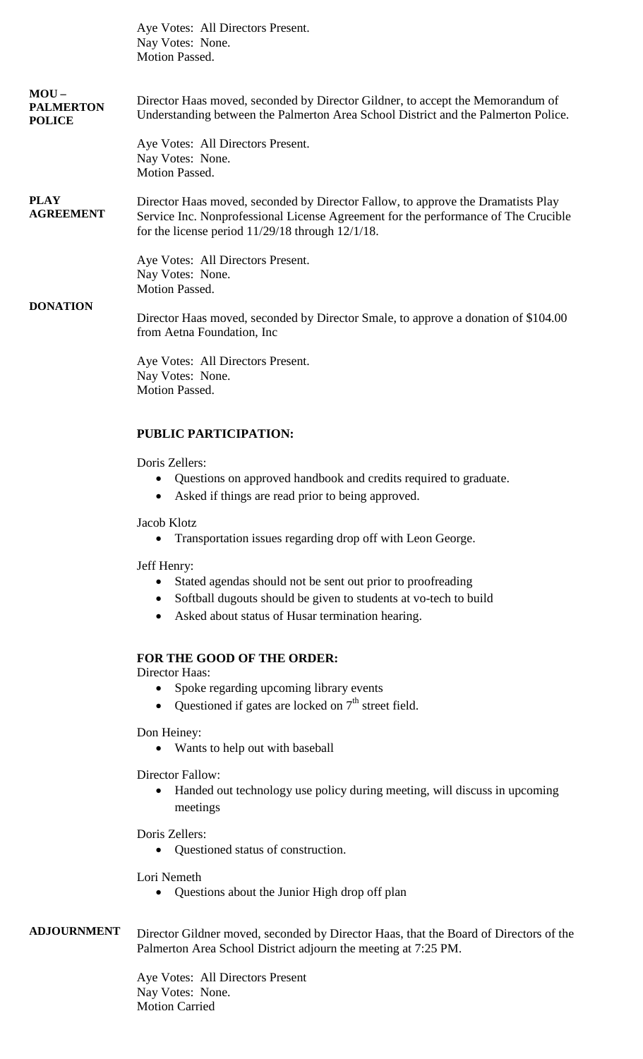Aye Votes: All Directors Present.
Nay Votes: None.
Motion Passed.

**MOU – PALMERTON POLICE**

Director Haas moved, seconded by Director Gildner, to accept the Memorandum of Understanding between the Palmerton Area School District and the Palmerton Police.

Aye Votes: All Directors Present.
Nay Votes: None.
Motion Passed.

**PLAY AGREEMENT**

Director Haas moved, seconded by Director Fallow, to approve the Dramatists Play Service Inc. Nonprofessional License Agreement for the performance of The Crucible for the license period 11/29/18 through 12/1/18.

Aye Votes: All Directors Present.
Nay Votes: None.
Motion Passed.

**DONATION**

Director Haas moved, seconded by Director Smale, to approve a donation of $104.00 from Aetna Foundation, Inc

Aye Votes: All Directors Present.
Nay Votes: None.
Motion Passed.

**PUBLIC PARTICIPATION:**

Doris Zellers:

- Questions on approved handbook and credits required to graduate.
- Asked if things are read prior to being approved.

Jacob Klotz

- Transportation issues regarding drop off with Leon George.

Jeff Henry:

- Stated agendas should not be sent out prior to proofreading
- Softball dugouts should be given to students at vo-tech to build
- Asked about status of Husar termination hearing.

**FOR THE GOOD OF THE ORDER:**

Director Haas:

- Spoke regarding upcoming library events
- Questioned if gates are locked on 7th street field.

Don Heiney:

- Wants to help out with baseball

Director Fallow:

- Handed out technology use policy during meeting, will discuss in upcoming meetings

Doris Zellers:

- Questioned status of construction.

Lori Nemeth

- Questions about the Junior High drop off plan

**ADJOURNMENT**

Director Gildner moved, seconded by Director Haas, that the Board of Directors of the Palmerton Area School District adjourn the meeting at 7:25 PM.

Aye Votes: All Directors Present
Nay Votes: None.
Motion Carried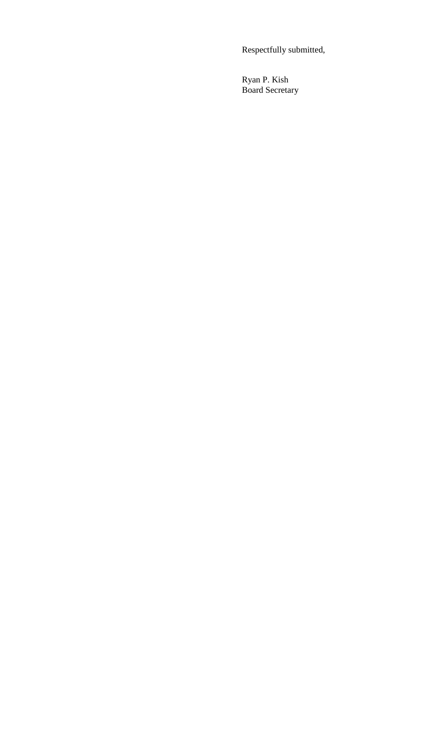Respectfully submitted,

Ryan P. Kish
Board Secretary